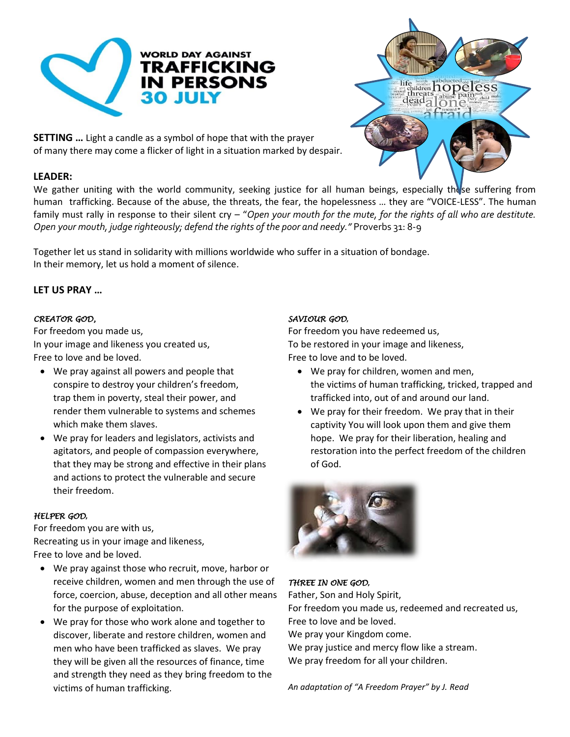# WORLD DAY AGAINST TRAFFICKING IN PERSONS 30 JULY

**SETTING …** Light a candle as a symbol of hope that with the prayer of many there may come a flicker of light in a situation marked by despair.

**LEADER:**
We gather uniting with the world community, seeking justice for all human beings, especially those suffering from human trafficking. Because of the abuse, the threats, the fear, the hopelessness … they are "VOICE-LESS". The human family must rally in response to their silent cry – "*Open your mouth for the mute, for the rights of all who are destitute. Open your mouth, judge righteously; defend the rights of the poor and needy.*" Proverbs 31: 8-9

Together let us stand in solidarity with millions worldwide who suffer in a situation of bondage.
In their memory, let us hold a moment of silence.

**LET US PRAY …**

*CREATOR GOD,*
For freedom you made us,
In your image and likeness you created us,
Free to love and be loved.

- We pray against all powers and people that conspire to destroy your children's freedom, trap them in poverty, steal their power, and render them vulnerable to systems and schemes which make them slaves.
- We pray for leaders and legislators, activists and agitators, and people of compassion everywhere, that they may be strong and effective in their plans and actions to protect the vulnerable and secure their freedom.

*HELPER GOD,*
For freedom you are with us,
Recreating us in your image and likeness,
Free to love and be loved.

- We pray against those who recruit, move, harbor or receive children, women and men through the use of force, coercion, abuse, deception and all other means for the purpose of exploitation.
- We pray for those who work alone and together to discover, liberate and restore children, women and men who have been trafficked as slaves. We pray they will be given all the resources of finance, time and strength they need as they bring freedom to the victims of human trafficking.

*SAVIOUR GOD,*
For freedom you have redeemed us,
To be restored in your image and likeness,
Free to love and to be loved.

- We pray for children, women and men, the victims of human trafficking, tricked, trapped and trafficked into, out of and around our land.
- We pray for their freedom. We pray that in their captivity You will look upon them and give them hope. We pray for their liberation, healing and restoration into the perfect freedom of the children of God.

*THREE IN ONE GOD,*
Father, Son and Holy Spirit,
For freedom you made us, redeemed and recreated us,
Free to love and be loved.
We pray your Kingdom come.
We pray justice and mercy flow like a stream.
We pray freedom for all your children.

*An adaptation of "A Freedom Prayer" by J. Read*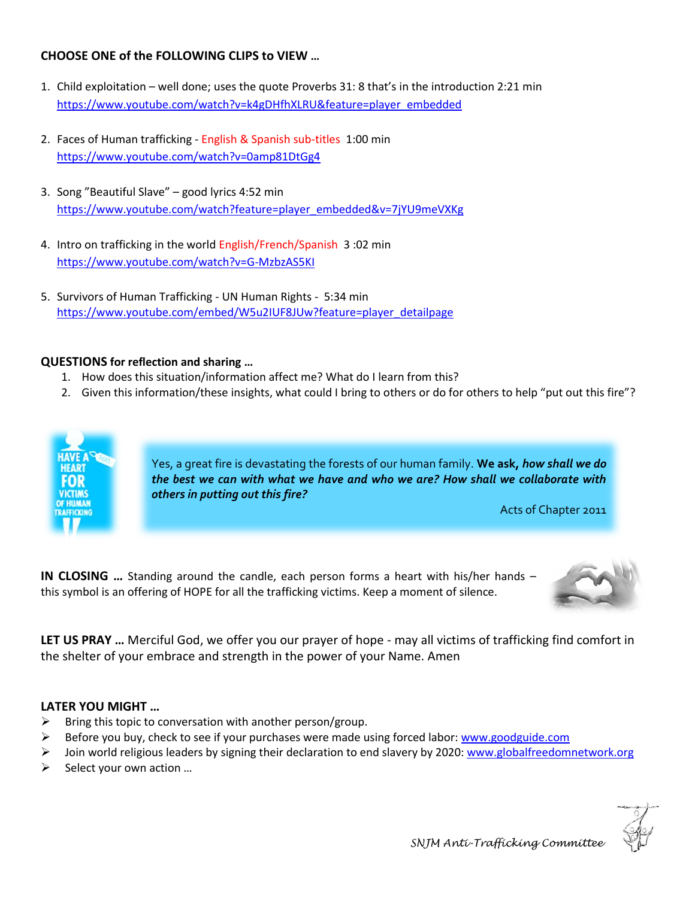**CHOOSE ONE of the FOLLOWING CLIPS to VIEW …**

1. Child exploitation – well done; uses the quote Proverbs 31: 8 that's in the introduction 2:21 min
   https://www.youtube.com/watch?v=k4gDHfhXLRU&feature=player_embedded

2. Faces of Human trafficking - English & Spanish sub-titles 1:00 min
   https://www.youtube.com/watch?v=0amp81DtGg4

3. Song "Beautiful Slave" – good lyrics 4:52 min
   https://www.youtube.com/watch?feature=player_embedded&v=7jYU9meVXKg

4. Intro on trafficking in the world English/French/Spanish 3 :02 min
   https://www.youtube.com/watch?v=G-MzbzAS5KI

5. Survivors of Human Trafficking - UN Human Rights - 5:34 min
   https://www.youtube.com/embed/W5u2IUF8JUw?feature=player_detailpage

**QUESTIONS for reflection and sharing …**

1. How does this situation/information affect me? What do I learn from this?
2. Given this information/these insights, what could I bring to others or do for others to help "put out this fire"?

HAVE A HEART FOR VICTIMS OF HUMAN TRAFFICKING

Yes, a great fire is devastating the forests of our human family. **We ask, *how shall we do the best we can with what we have and who we are? How shall we collaborate with others in putting out this fire?***

Acts of Chapter 2011

**IN CLOSING …** Standing around the candle, each person forms a heart with his/her hands – this symbol is an offering of HOPE for all the trafficking victims. Keep a moment of silence.

**LET US PRAY …** Merciful God, we offer you our prayer of hope - may all victims of trafficking find comfort in the shelter of your embrace and strength in the power of your Name. Amen

**LATER YOU MIGHT …**

- Bring this topic to conversation with another person/group.
- Before you buy, check to see if your purchases were made using forced labor: www.goodguide.com
- Join world religious leaders by signing their declaration to end slavery by 2020: www.globalfreedomnetwork.org
- Select your own action …

*SNJM Anti-Trafficking Committee*